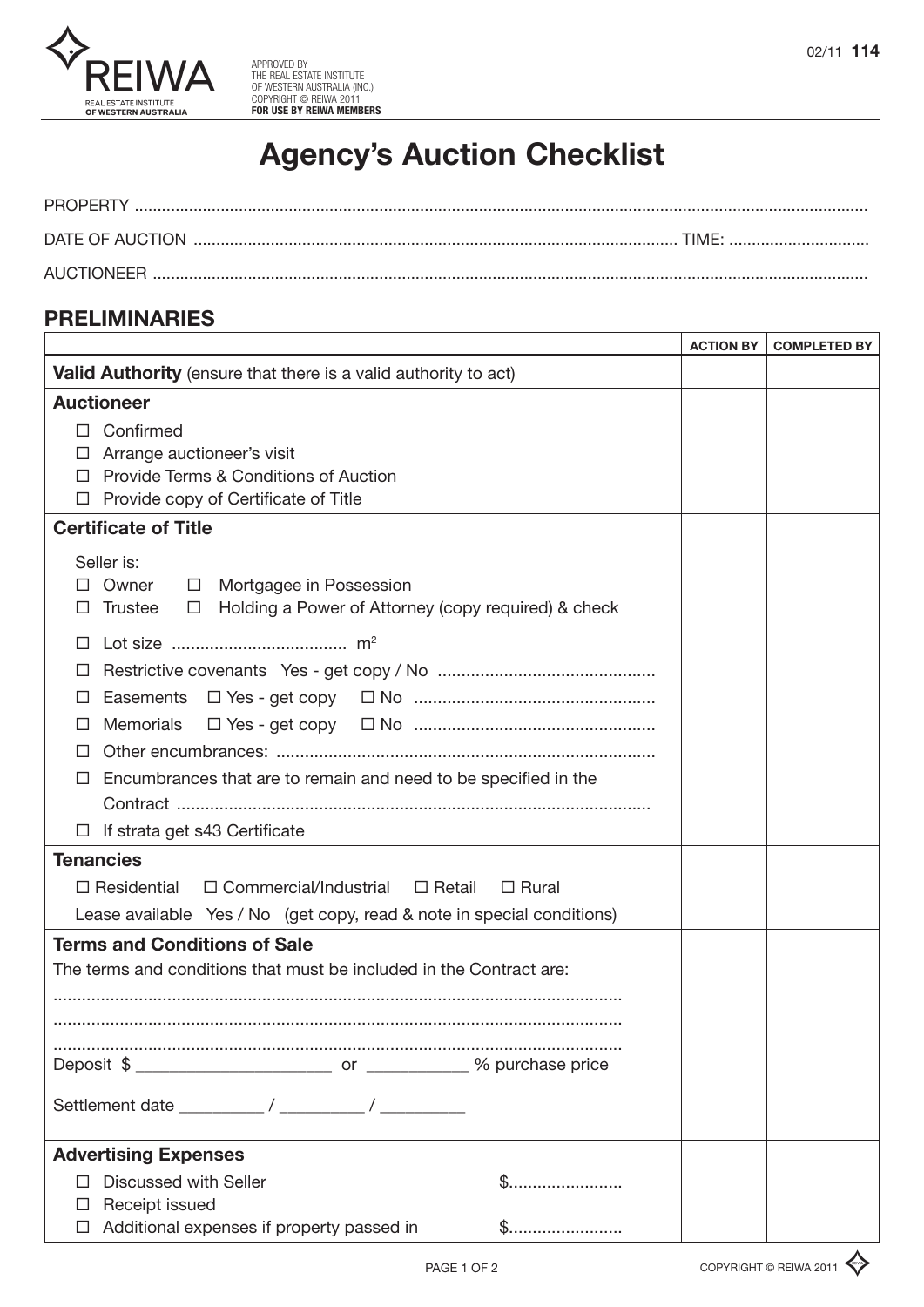REIWA
REAL ESTATE INSTITUTE OF WESTERN AUSTRALIA

APPROVED BY THE REAL ESTATE INSTITUTE OF WESTERN AUSTRALIA (INC.)
COPYRIGHT © REIWA 2011
**FOR USE BY REIWA MEMBERS**

02/11 **114**

# Agency's Auction Checklist

PROPERTY ....................................................................................................................................................

DATE OF AUCTION ........................................................................................................ TIME: ..............................

AUCTIONEER ..............................................................................................................................................

## PRELIMINARIES

| | ACTION BY | COMPLETED BY |
|---|---|---|
| **Valid Authority** (ensure that there is a valid authority to act) | | |
| **Auctioneer**<br>☐ Confirmed<br>☐ Arrange auctioneer's visit<br>☐ Provide Terms & Conditions of Auction<br>☐ Provide copy of Certificate of Title | | |
| **Certificate of Title**<br>Seller is:<br>☐ Owner ☐ Mortgagee in Possession<br>☐ Trustee ☐ Holding a Power of Attorney (copy required) & check<br>☐ Lot size .................................... $m^2$<br>☐ Restrictive covenants Yes - get copy / No .............................................<br>☐ Easements ☐ Yes - get copy ☐ No ..................................................<br>☐ Memorials ☐ Yes - get copy ☐ No ..................................................<br>☐ Other encumbrances: ...............................................................................<br>☐ Encumbrances that are to remain and need to be specified in the Contract ...................................................................................................<br>☐ If strata get s43 Certificate | | |
| **Tenancies**<br>☐ Residential ☐ Commercial/Industrial ☐ Retail ☐ Rural<br>Lease available Yes / No (get copy, read & note in special conditions) | | |
| **Terms and Conditions of Sale**<br>The terms and conditions that must be included in the Contract are:<br>......................................................................................................................<br>......................................................................................................................<br>......................................................................................................................<br>Deposit $ _____________________ or ___________ % purchase price<br>Settlement date _________ / _________ / _________ | | |
| **Advertising Expenses**<br>☐ Discussed with Seller $........................<br>☐ Receipt issued<br>☐ Additional expenses if property passed in $........................ | | |

COPYRIGHT © REIWA 2011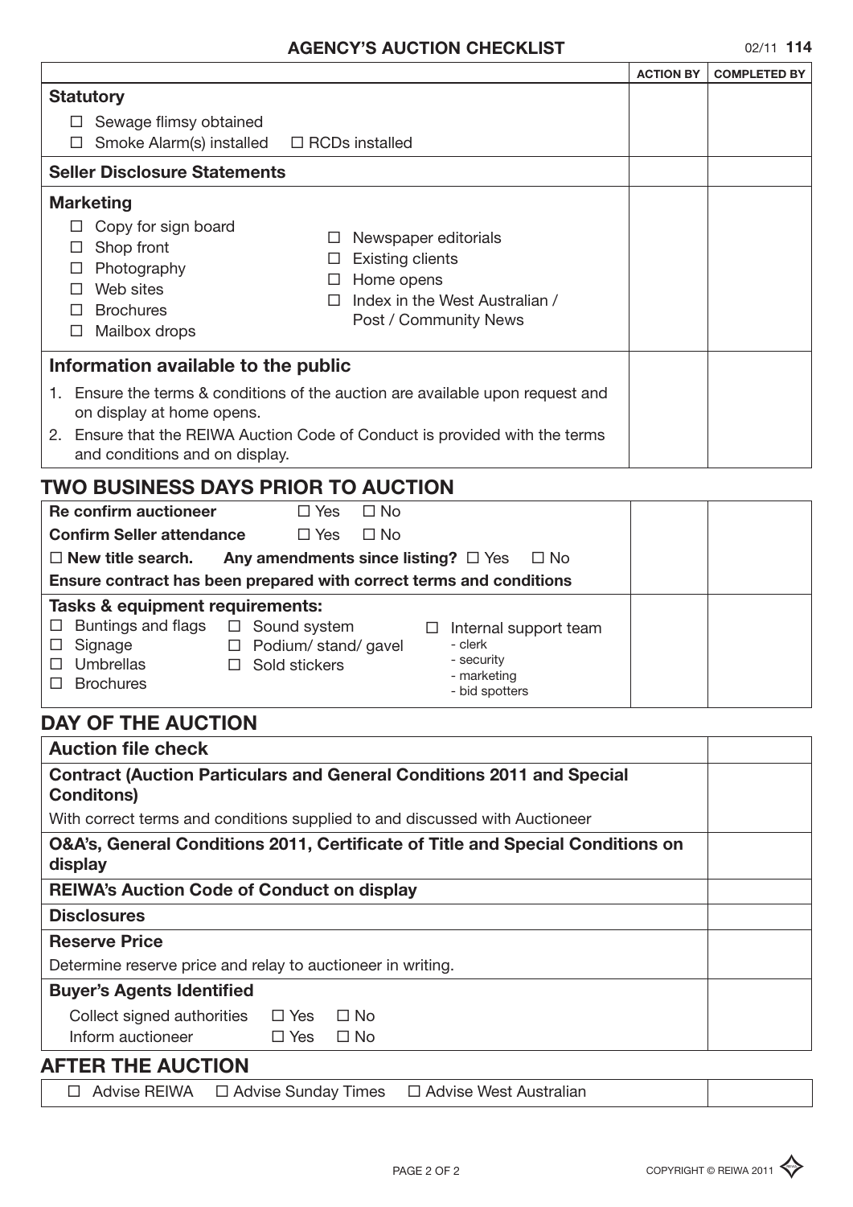## AGENCY'S AUCTION CHECKLIST

02/11 **114**

| | ACTION BY | COMPLETED BY |
|---|---|---|
| **Statutory**<br>☐ Sewage flimsy obtained<br>☐ Smoke Alarm(s) installed ☐ RCDs installed | | |
| **Seller Disclosure Statements** | | |
| **Marketing**<br>☐ Copy for sign board<br>☐ Shop front<br>☐ Photography<br>☐ Web sites<br>☐ Brochures<br>☐ Mailbox drops<br>☐ Newspaper editorials<br>☐ Existing clients<br>☐ Home opens<br>☐ Index in the West Australian / Post / Community News | | |
| **Information available to the public**<br>1. Ensure the terms & conditions of the auction are available upon request and on display at home opens.<br>2. Ensure that the REIWA Auction Code of Conduct is provided with the terms and conditions and on display. | | |

## TWO BUSINESS DAYS PRIOR TO AUCTION

| | | |
|---|---|---|
| **Re confirm auctioneer** ☐ Yes ☐ No<br>**Confirm Seller attendance** ☐ Yes ☐ No<br>☐ **New title search.** **Any amendments since listing?** ☐ Yes ☐ No<br>**Ensure contract has been prepared with correct terms and conditions** | | |
| **Tasks & equipment requirements:**<br>☐ Buntings and flags<br>☐ Signage<br>☐ Umbrellas<br>☐ Brochures<br>☐ Sound system<br>☐ Podium/ stand/ gavel<br>☐ Sold stickers<br>☐ Internal support team<br>- clerk<br>- security<br>- marketing<br>- bid spotters | | |

## DAY OF THE AUCTION

| | |
|---|---|
| **Auction file check** | |
| **Contract (Auction Particulars and General Conditions 2011 and Special Conditons)**<br>With correct terms and conditions supplied to and discussed with Auctioneer | |
| **O&A's, General Conditions 2011, Certificate of Title and Special Conditions on display** | |
| **REIWA's Auction Code of Conduct on display** | |
| **Disclosures** | |
| **Reserve Price**<br>Determine reserve price and relay to auctioneer in writing. | |
| **Buyer's Agents Identified**<br>Collect signed authorities ☐ Yes ☐ No<br>Inform auctioneer ☐ Yes ☐ No | |

## AFTER THE AUCTION

| | |
|---|---|
| ☐ Advise REIWA ☐ Advise Sunday Times ☐ Advise West Australian | |

COPYRIGHT © REIWA 2011